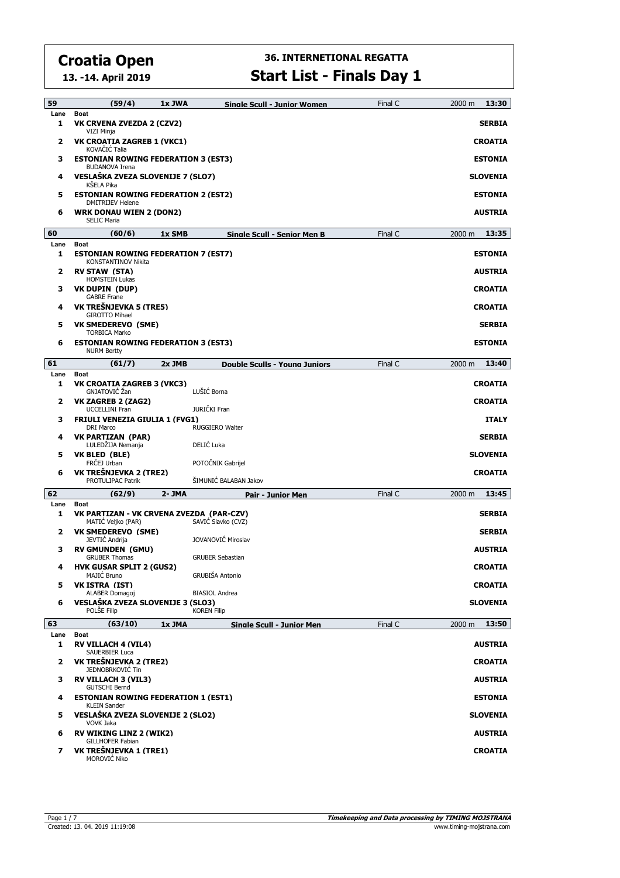# Croatia Open

**13. -14. April 2019**

## 36. INTERNETIONAL REGATTA

## Start List - Finals Day 1

| 59 | (59/4) | 1x JWA | Single Scull - Junior Women | Final C | 2000 m | 13:30 |
|---|---|---|---|---|---|---|
| **Lane** | **Boat** | | | | | |
| 1 | **VK CRVENA ZVEZDA 2 (CZV2)** VIZI Minja | | | | | **SERBIA** |
| 2 | **VK CROATIA ZAGREB 1 (VKC1)** KOVAČIĆ Talia | | | | | **CROATIA** |
| 3 | **ESTONIAN ROWING FEDERATION 3 (EST3)** BUDANOVA Irena | | | | | **ESTONIA** |
| 4 | **VESLAŠKA ZVEZA SLOVENIJE 7 (SLO7)** KŠELA Pika | | | | | **SLOVENIA** |
| 5 | **ESTONIAN ROWING FEDERATION 2 (EST2)** DMITRIJEV Helene | | | | | **ESTONIA** |
| 6 | **WRK DONAU WIEN 2 (DON2)** SELIC Maria | | | | | **AUSTRIA** |

| 60 | (60/6) | 1x SMB | Single Scull - Senior Men B | Final C | 2000 m | 13:35 |
|---|---|---|---|---|---|---|
| **Lane** | **Boat** | | | | | |
| 1 | **ESTONIAN ROWING FEDERATION 7 (EST7)** KONSTANTINOV Nikita | | | | | **ESTONIA** |
| 2 | **RV STAW (STA)** HOMSTEIN Lukas | | | | | **AUSTRIA** |
| 3 | **VK DUPIN (DUP)** GABRE Frane | | | | | **CROATIA** |
| 4 | **VK TREŠNJEVKA 5 (TRE5)** GIROTTO Mihael | | | | | **CROATIA** |
| 5 | **VK SMEDEREVO (SME)** TORBICA Marko | | | | | **SERBIA** |
| 6 | **ESTONIAN ROWING FEDERATION 3 (EST3)** NURM Bertty | | | | | **ESTONIA** |

| 61 | (61/7) | 2x JMB | Double Sculls - Young Juniors | Final C | 2000 m | 13:40 |
|---|---|---|---|---|---|---|
| **Lane** | **Boat** | | | | | |
| 1 | **VK CROATIA ZAGREB 3 (VKC3)** GNJATOVIĆ Žan | | LUŠIĆ Borna | | | **CROATIA** |
| 2 | **VK ZAGREB 2 (ZAG2)** UCCELLINI Fran | | JURIČKI Fran | | | **CROATIA** |
| 3 | **FRIULI VENEZIA GIULIA 1 (FVG1)** DRI Marco | | RUGGIERO Walter | | | **ITALY** |
| 4 | **VK PARTIZAN (PAR)** LULEDŽIJA Nemanja | | DELIĆ Luka | | | **SERBIA** |
| 5 | **VK BLED (BLE)** FRČEJ Urban | | POTOČNIK Gabrijel | | | **SLOVENIA** |
| 6 | **VK TREŠNJEVKA 2 (TRE2)** PROTULIPAC Patrik | | ŠIMUNIĆ BALABAN Jakov | | | **CROATIA** |

| 62 | (62/9) | 2- JMA | Pair - Junior Men | Final C | 2000 m | 13:45 |
|---|---|---|---|---|---|---|
| **Lane** | **Boat** | | | | | |
| 1 | **VK PARTIZAN - VK CRVENA ZVEZDA (PAR-CZV)** MATIĆ Veljko (PAR) | | SAVIĆ Slavko (CVZ) | | | **SERBIA** |
| 2 | **VK SMEDEREVO (SME)** JEVTIĆ Andrija | | JOVANOVIĆ Miroslav | | | **SERBIA** |
| 3 | **RV GMUNDEN (GMU)** GRUBER Thomas | | GRUBER Sebastian | | | **AUSTRIA** |
| 4 | **HVK GUSAR SPLIT 2 (GUS2)** MAJIĆ Bruno | | GRUBIŠA Antonio | | | **CROATIA** |
| 5 | **VK ISTRA (IST)** ALABER Domagoj | | BIASIOL Andrea | | | **CROATIA** |
| 6 | **VESLAŠKA ZVEZA SLOVENIJE 3 (SLO3)** POLŠE Filip | | KOREN Filip | | | **SLOVENIA** |

| 63 | (63/10) | 1x JMA | Single Scull - Junior Men | Final C | 2000 m | 13:50 |
|---|---|---|---|---|---|---|
| **Lane** | **Boat** | | | | | |
| 1 | **RV VILLACH 4 (VIL4)** SAUERBIER Luca | | | | | **AUSTRIA** |
| 2 | **VK TREŠNJEVKA 2 (TRE2)** JEDNOBRKOVIĆ Tin | | | | | **CROATIA** |
| 3 | **RV VILLACH 3 (VIL3)** GUTSCHI Bernd | | | | | **AUSTRIA** |
| 4 | **ESTONIAN ROWING FEDERATION 1 (EST1)** KLEIN Sander | | | | | **ESTONIA** |
| 5 | **VESLAŠKA ZVEZA SLOVENIJE 2 (SLO2)** VOVK Jaka | | | | | **SLOVENIA** |
| 6 | **RV WIKING LINZ 2 (WIK2)** GILLHOFER Fabian | | | | | **AUSTRIA** |
| 7 | **VK TREŠNJEVKA 1 (TRE1)** MOROVIĆ Niko | | | | | **CROATIA** |

Created: 13. 04. 2019 11:19:08

**Timekeeping and Data processing by TIMING MOJSTRANA**
www.timing-mojstrana.com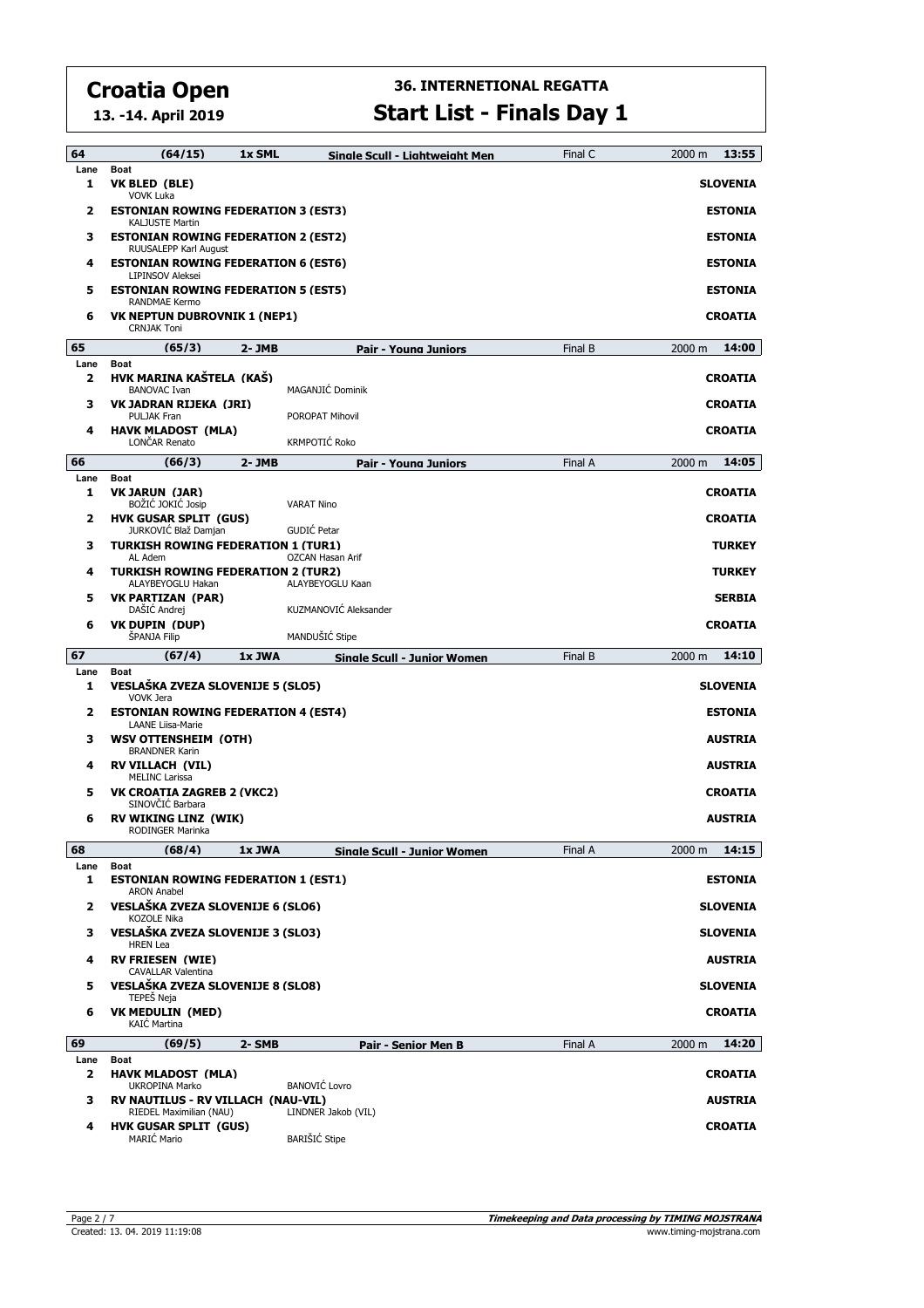# Croatia Open

**13. -14. April 2019**

## 36. INTERNETIONAL REGATTA

## Start List - Finals Day 1

| 64 | (64/15) | 1x SML | Single Scull - Lightweight Men | Final C | 2000 m | 13:55 |
|---|---|---|---|---|---|---|
| Lane | Boat | | | | | |
| 1 | **VK BLED (BLE)**<br>VOVK Luka | | | | | **SLOVENIA** |
| 2 | **ESTONIAN ROWING FEDERATION 3 (EST3)**<br>KALJUSTE Martin | | | | | **ESTONIA** |
| 3 | **ESTONIAN ROWING FEDERATION 2 (EST2)**<br>RUUSALEPP Karl August | | | | | **ESTONIA** |
| 4 | **ESTONIAN ROWING FEDERATION 6 (EST6)**<br>LIPINSOV Aleksei | | | | | **ESTONIA** |
| 5 | **ESTONIAN ROWING FEDERATION 5 (EST5)**<br>RANDMAE Kermo | | | | | **ESTONIA** |
| 6 | **VK NEPTUN DUBROVNIK 1 (NEP1)**<br>CRNJAK Toni | | | | | **CROATIA** |

| 65 | (65/3) | 2- JMB | Pair - Young Juniors | Final B | 2000 m | 14:00 |
|---|---|---|---|---|---|---|
| Lane | Boat | | | | | |
| 2 | **HVK MARINA KAŠTELA (KAŠ)**<br>BANOVAC Ivan | | MAGANJIĆ Dominik | | | **CROATIA** |
| 3 | **VK JADRAN RIJEKA (JRI)**<br>PULJAK Fran | | POROPAT Mihovil | | | **CROATIA** |
| 4 | **HAVK MLADOST (MLA)**<br>LONČAR Renato | | KRMPOTIĆ Roko | | | **CROATIA** |

| 66 | (66/3) | 2- JMB | Pair - Young Juniors | Final A | 2000 m | 14:05 |
|---|---|---|---|---|---|---|
| Lane | Boat | | | | | |
| 1 | **VK JARUN (JAR)**<br>BOŽIĆ JOKIĆ Josip | | VARAT Nino | | | **CROATIA** |
| 2 | **HVK GUSAR SPLIT (GUS)**<br>JURKOVIĆ Blaž Damjan | | GUDIĆ Petar | | | **CROATIA** |
| 3 | **TURKISH ROWING FEDERATION 1 (TUR1)**<br>AL Adem | | OZCAN Hasan Arif | | | **TURKEY** |
| 4 | **TURKISH ROWING FEDERATION 2 (TUR2)**<br>ALAYBEYOGLU Hakan | | ALAYBEYOGLU Kaan | | | **TURKEY** |
| 5 | **VK PARTIZAN (PAR)**<br>DAŠIĆ Andrej | | KUZMANOVIĆ Aleksander | | | **SERBIA** |
| 6 | **VK DUPIN (DUP)**<br>ŠPANJA Filip | | MANDUŠIĆ Stipe | | | **CROATIA** |

| 67 | (67/4) | 1x JWA | Single Scull - Junior Women | Final B | 2000 m | 14:10 |
|---|---|---|---|---|---|---|
| Lane | Boat | | | | | |
| 1 | **VESLAŠKA ZVEZA SLOVENIJE 5 (SLO5)**<br>VOVK Jera | | | | | **SLOVENIA** |
| 2 | **ESTONIAN ROWING FEDERATION 4 (EST4)**<br>LAANE Liisa-Marie | | | | | **ESTONIA** |
| 3 | **WSV OTTENSHEIM (OTH)**<br>BRANDNER Karin | | | | | **AUSTRIA** |
| 4 | **RV VILLACH (VIL)**<br>MELINC Larissa | | | | | **AUSTRIA** |
| 5 | **VK CROATIA ZAGREB 2 (VKC2)**<br>SINOVČIĆ Barbara | | | | | **CROATIA** |
| 6 | **RV WIKING LINZ (WIK)**<br>RODINGER Marinka | | | | | **AUSTRIA** |

| 68 | (68/4) | 1x JWA | Single Scull - Junior Women | Final A | 2000 m | 14:15 |
|---|---|---|---|---|---|---|
| Lane | Boat | | | | | |
| 1 | **ESTONIAN ROWING FEDERATION 1 (EST1)**<br>ARON Anabel | | | | | **ESTONIA** |
| 2 | **VESLAŠKA ZVEZA SLOVENIJE 6 (SLO6)**<br>KOZOLE Nika | | | | | **SLOVENIA** |
| 3 | **VESLAŠKA ZVEZA SLOVENIJE 3 (SLO3)**<br>HREN Lea | | | | | **SLOVENIA** |
| 4 | **RV FRIESEN (WIE)**<br>CAVALLAR Valentina | | | | | **AUSTRIA** |
| 5 | **VESLAŠKA ZVEZA SLOVENIJE 8 (SLO8)**<br>TEPEŠ Neja | | | | | **SLOVENIA** |
| 6 | **VK MEDULIN (MED)**<br>KAIĆ Martina | | | | | **CROATIA** |

| 69 | (69/5) | 2- SMB | Pair - Senior Men B | Final A | 2000 m | 14:20 |
|---|---|---|---|---|---|---|
| Lane | Boat | | | | | |
| 2 | **HAVK MLADOST (MLA)**<br>UKROPINA Marko | | BANOVIĆ Lovro | | | **CROATIA** |
| 3 | **RV NAUTILUS - RV VILLACH (NAU-VIL)**<br>RIEDEL Maximilian (NAU) | | LINDNER Jakob (VIL) | | | **AUSTRIA** |
| 4 | **HVK GUSAR SPLIT (GUS)**<br>MARIĆ Mario | | BARIŠIĆ Stipe | | | **CROATIA** |

Created: 13. 04. 2019 11:19:08

**Timekeeping and Data processing by TIMING MOJSTRANA**
www.timing-mojstrana.com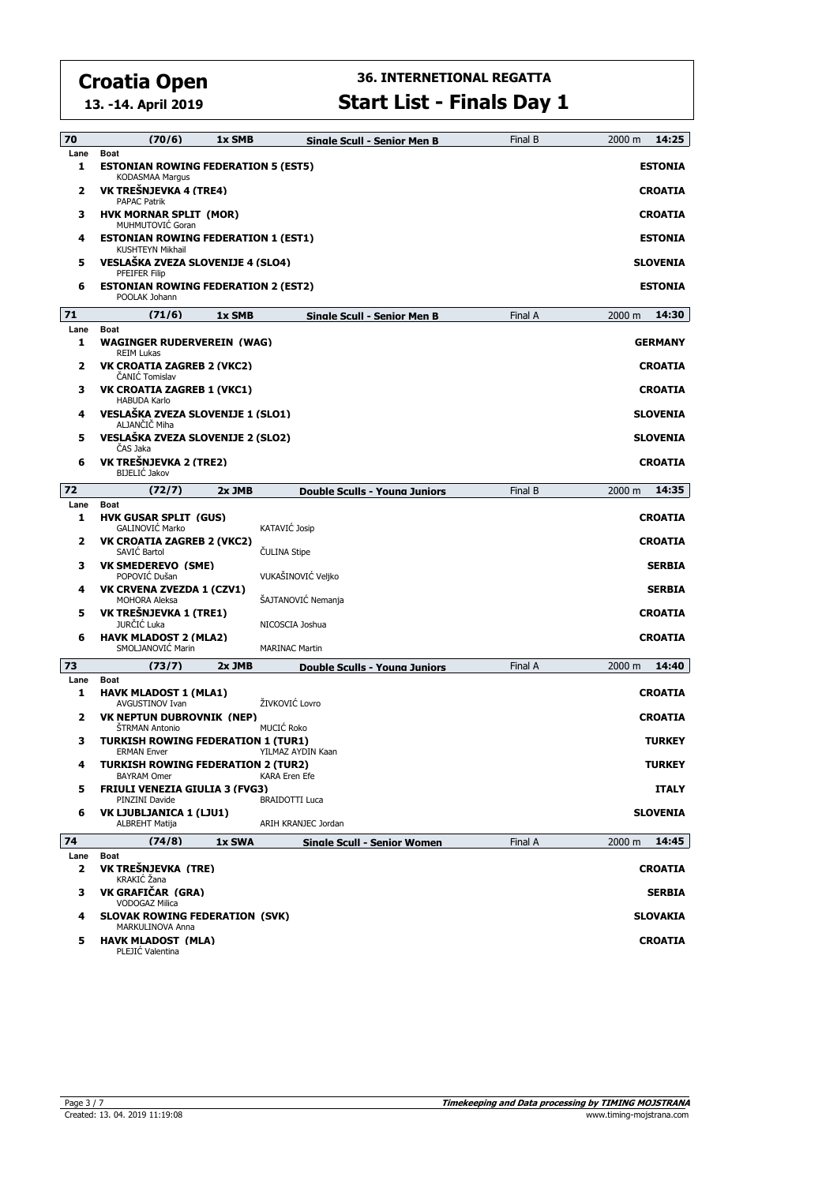# Croatia Open

**13. -14. April 2019**

## 36. INTERNETIONAL REGATTA

# Start List - Finals Day 1

| 70 | (70/6) | 1x SMB | Single Scull - Senior Men B | Final B | 2000 m | 14:25 |
|---|---|---|---|---|---|---|
| Lane | Boat | | | | | |
| 1 | **ESTONIAN ROWING FEDERATION 5 (EST5)** KODASMAA Margus | | | | | **ESTONIA** |
| 2 | **VK TREŠNJEVKA 4 (TRE4)** PAPAC Patrik | | | | | **CROATIA** |
| 3 | **HVK MORNAR SPLIT (MOR)** MUHMUTOVIĆ Goran | | | | | **CROATIA** |
| 4 | **ESTONIAN ROWING FEDERATION 1 (EST1)** KUSHTEYN Mikhail | | | | | **ESTONIA** |
| 5 | **VESLAŠKA ZVEZA SLOVENIJE 4 (SLO4)** PFEIFER Filip | | | | | **SLOVENIA** |
| 6 | **ESTONIAN ROWING FEDERATION 2 (EST2)** POOLAK Johann | | | | | **ESTONIA** |

| 71 | (71/6) | 1x SMB | Single Scull - Senior Men B | Final A | 2000 m | 14:30 |
|---|---|---|---|---|---|---|
| Lane | Boat | | | | | |
| 1 | **WAGINGER RUDERVEREIN (WAG)** REIM Lukas | | | | | **GERMANY** |
| 2 | **VK CROATIA ZAGREB 2 (VKC2)** ČANIĆ Tomislav | | | | | **CROATIA** |
| 3 | **VK CROATIA ZAGREB 1 (VKC1)** HABUDA Karlo | | | | | **CROATIA** |
| 4 | **VESLAŠKA ZVEZA SLOVENIJE 1 (SLO1)** ALJANČIČ Miha | | | | | **SLOVENIA** |
| 5 | **VESLAŠKA ZVEZA SLOVENIJE 2 (SLO2)** ČAS Jaka | | | | | **SLOVENIA** |
| 6 | **VK TREŠNJEVKA 2 (TRE2)** BIJELIĆ Jakov | | | | | **CROATIA** |

| 72 | (72/7) | 2x JMB | Double Sculls - Young Juniors | Final B | 2000 m | 14:35 |
|---|---|---|---|---|---|---|
| Lane | Boat | | | | | |
| 1 | **HVK GUSAR SPLIT (GUS)** GALINOVIĆ Marko | | KATAVIĆ Josip | | | **CROATIA** |
| 2 | **VK CROATIA ZAGREB 2 (VKC2)** SAVIĆ Bartol | | ČULINA Stipe | | | **CROATIA** |
| 3 | **VK SMEDEREVO (SME)** POPOVIĆ Dušan | | VUKAŠINOVIĆ Veljko | | | **SERBIA** |
| 4 | **VK CRVENA ZVEZDA 1 (CZV1)** MOHORA Aleksa | | ŠAJTANOVIĆ Nemanja | | | **SERBIA** |
| 5 | **VK TREŠNJEVKA 1 (TRE1)** JURČIĆ Luka | | NICOSCIA Joshua | | | **CROATIA** |
| 6 | **HAVK MLADOST 2 (MLA2)** SMOLJANOVIĆ Marin | | MARINAC Martin | | | **CROATIA** |

| 73 | (73/7) | 2x JMB | Double Sculls - Young Juniors | Final A | 2000 m | 14:40 |
|---|---|---|---|---|---|---|
| Lane | Boat | | | | | |
| 1 | **HAVK MLADOST 1 (MLA1)** AVGUSTINOV Ivan | | ŽIVKOVIĆ Lovro | | | **CROATIA** |
| 2 | **VK NEPTUN DUBROVNIK (NEP)** ŠTRMAN Antonio | | MUCIĆ Roko | | | **CROATIA** |
| 3 | **TURKISH ROWING FEDERATION 1 (TUR1)** ERMAN Enver | | YILMAZ AYDIN Kaan | | | **TURKEY** |
| 4 | **TURKISH ROWING FEDERATION 2 (TUR2)** BAYRAM Omer | | KARA Eren Efe | | | **TURKEY** |
| 5 | **FRIULI VENEZIA GIULIA 3 (FVG3)** PINZINI Davide | | BRAIDOTTI Luca | | | **ITALY** |
| 6 | **VK LJUBLJANICA 1 (LJU1)** ALBREHT Matija | | ARIH KRANJEC Jordan | | | **SLOVENIA** |

| 74 | (74/8) | 1x SWA | Single Scull - Senior Women | Final A | 2000 m | 14:45 |
|---|---|---|---|---|---|---|
| Lane | Boat | | | | | |
| 2 | **VK TREŠNJEVKA (TRE)** KRAKIĆ Žana | | | | | **CROATIA** |
| 3 | **VK GRAFIČAR (GRA)** VODOGAZ Milica | | | | | **SERBIA** |
| 4 | **SLOVAK ROWING FEDERATION (SVK)** MARKULINOVA Anna | | | | | **SLOVAKIA** |
| 5 | **HAVK MLADOST (MLA)** PLEJIĆ Valentina | | | | | **CROATIA** |

Created: 13. 04. 2019 11:19:08

**Timekeeping and Data processing by TIMING MOJSTRANA**
www.timing-mojstrana.com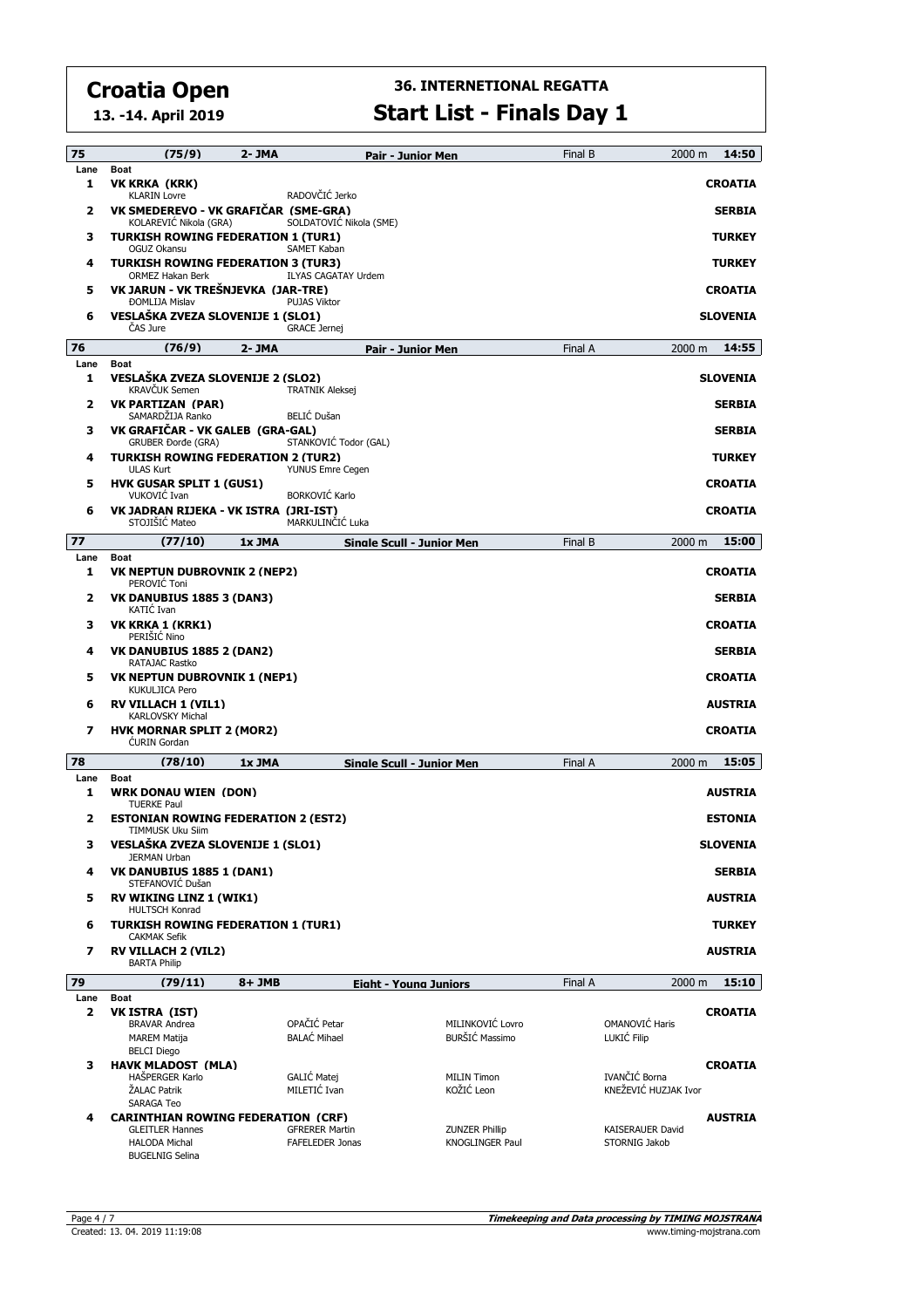# Croatia Open

**13. -14. April 2019**

## 36. INTERNETIONAL REGATTA

## Start List - Finals Day 1

| 75 | (75/9) | 2- JMA | Pair - Junior Men | Final B | 2000 m | 14:50 |
|---|---|---|---|---|---|---|

| Lane | Boat | | Country |
|---|---|---|---|
| 1 | **VK KRKA (KRK)** | | **CROATIA** |
| | KLARIN Lovre | RADOVČIĆ Jerko | |
| 2 | **VK SMEDEREVO - VK GRAFIČAR (SME-GRA)** | | **SERBIA** |
| | KOLAREVIĆ Nikola (GRA) | SOLDATOVIĆ Nikola (SME) | |
| 3 | **TURKISH ROWING FEDERATION 1 (TUR1)** | | **TURKEY** |
| | OGUZ Okansu | SAMET Kaban | |
| 4 | **TURKISH ROWING FEDERATION 3 (TUR3)** | | **TURKEY** |
| | ORMEZ Hakan Berk | ILYAS CAGATAY Urdem | |
| 5 | **VK JARUN - VK TREŠNJEVKA (JAR-TRE)** | | **CROATIA** |
| | ĐOMLIJA Mislav | PUJAS Viktor | |
| 6 | **VESLAŠKA ZVEZA SLOVENIJE 1 (SLO1)** | | **SLOVENIA** |
| | ČAS Jure | GRACE Jernej | |

| 76 | (76/9) | 2- JMA | Pair - Junior Men | Final A | 2000 m | 14:55 |
|---|---|---|---|---|---|---|

| Lane | Boat | | Country |
|---|---|---|---|
| 1 | **VESLAŠKA ZVEZA SLOVENIJE 2 (SLO2)** | | **SLOVENIA** |
| | KRAVČUK Semen | TRATNIK Aleksej | |
| 2 | **VK PARTIZAN (PAR)** | | **SERBIA** |
| | SAMARDŽIJA Ranko | BELIĆ Dušan | |
| 3 | **VK GRAFIČAR - VK GALEB (GRA-GAL)** | | **SERBIA** |
| | GRUBER Đorđe (GRA) | STANKOVIĆ Todor (GAL) | |
| 4 | **TURKISH ROWING FEDERATION 2 (TUR2)** | | **TURKEY** |
| | ULAS Kurt | YUNUS Emre Cegen | |
| 5 | **HVK GUSAR SPLIT 1 (GUS1)** | | **CROATIA** |
| | VUKOVIĆ Ivan | BORKOVIĆ Karlo | |
| 6 | **VK JADRAN RIJEKA - VK ISTRA (JRI-IST)** | | **CROATIA** |
| | STOJIŠIĆ Mateo | MARKULINČIĆ Luka | |

| 77 | (77/10) | 1x JMA | Single Scull - Junior Men | Final B | 2000 m | 15:00 |
|---|---|---|---|---|---|---|

| Lane | Boat | Country |
|---|---|---|
| 1 | **VK NEPTUN DUBROVNIK 2 (NEP2)** | **CROATIA** |
| | PEROVIĆ Toni | |
| 2 | **VK DANUBIUS 1885 3 (DAN3)** | **SERBIA** |
| | KATIĆ Ivan | |
| 3 | **VK KRKA 1 (KRK1)** | **CROATIA** |
| | PERIŠIĆ Nino | |
| 4 | **VK DANUBIUS 1885 2 (DAN2)** | **SERBIA** |
| | RATAJAC Rastko | |
| 5 | **VK NEPTUN DUBROVNIK 1 (NEP1)** | **CROATIA** |
| | KUKULJICA Pero | |
| 6 | **RV VILLACH 1 (VIL1)** | **AUSTRIA** |
| | KARLOVSKY Michal | |
| 7 | **HVK MORNAR SPLIT 2 (MOR2)** | **CROATIA** |
| | ĆURIN Gordan | |

| 78 | (78/10) | 1x JMA | Single Scull - Junior Men | Final A | 2000 m | 15:05 |
|---|---|---|---|---|---|---|

| Lane | Boat | Country |
|---|---|---|
| 1 | **WRK DONAU WIEN (DON)** | **AUSTRIA** |
| | TUERKE Paul | |
| 2 | **ESTONIAN ROWING FEDERATION 2 (EST2)** | **ESTONIA** |
| | TIMMUSK Uku Siim | |
| 3 | **VESLAŠKA ZVEZA SLOVENIJE 1 (SLO1)** | **SLOVENIA** |
| | JERMAN Urban | |
| 4 | **VK DANUBIUS 1885 1 (DAN1)** | **SERBIA** |
| | STEFANOVIĆ Dušan | |
| 5 | **RV WIKING LINZ 1 (WIK1)** | **AUSTRIA** |
| | HULTSCH Konrad | |
| 6 | **TURKISH ROWING FEDERATION 1 (TUR1)** | **TURKEY** |
| | CAKMAK Sefik | |
| 7 | **RV VILLACH 2 (VIL2)** | **AUSTRIA** |
| | BARTA Philip | |

| 79 | (79/11) | 8+ JMB | Eight - Young Juniors | Final A | 2000 m | 15:10 |
|---|---|---|---|---|---|---|

| Lane | Boat | | | | Country |
|---|---|---|---|---|---|
| 2 | **VK ISTRA (IST)** | | | | **CROATIA** |
| | BRAVAR Andrea | OPAČIĆ Petar | MILINKOVIĆ Lovro | OMANOVIĆ Haris | |
| | MAREM Matija | BALAĆ Mihael | BURŠIĆ Massimo | LUKIĆ Filip | |
| | BELCI Diego | | | | |
| 3 | **HAVK MLADOST (MLA)** | | | | **CROATIA** |
| | HAŠPERGER Karlo | GALIĆ Matej | MILIN Timon | IVANČIĆ Borna | |
| | ŽALAC Patrik | MILETIĆ Ivan | KOŽIĆ Leon | KNEŽEVIĆ HUZJAK Ivor | |
| | SARAGA Teo | | | | |
| 4 | **CARINTHIAN ROWING FEDERATION (CRF)** | | | | **AUSTRIA** |
| | GLEITLER Hannes | GFRERER Martin | ZUNZER Phillip | KAISERAUER David | |
| | HALODA Michal | FAFELEDER Jonas | KNOGLINGER Paul | STORNIG Jakob | |
| | BUGELNIG Selina | | | | |

Created: 13. 04. 2019 11:19:08

**Timekeeping and Data processing by TIMING MOJSTRANA**
www.timing-mojstrana.com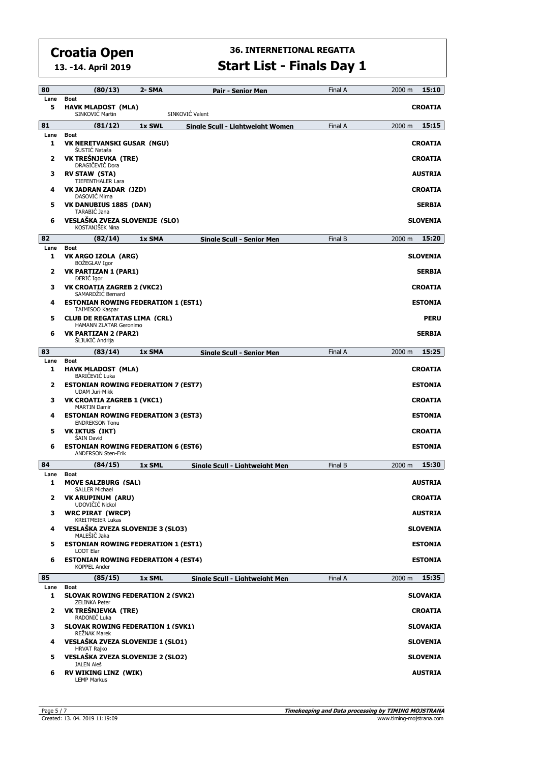# Croatia Open

**13. -14. April 2019**

## 36. INTERNETIONAL REGATTA

## Start List - Finals Day 1

| 80 | (80/13) | 2- SMA | Pair - Senior Men | Final A | 2000 m | 15:10 |
|---|---|---|---|---|---|---|
| Lane | Boat | | | | | |
| 5 | **HAVK MLADOST (MLA)**<br>SINKOVIĆ Martin / SINKOVIĆ Valent | | | | | **CROATIA** |

| 81 | (81/12) | 1x SWL | Single Scull - Lightweight Women | Final A | 2000 m | 15:15 |
|---|---|---|---|---|---|---|
| Lane | Boat | | | | | |
| 1 | **VK NERETVANSKI GUSAR (NGU)**<br>ŠUSTIĆ Nataša | | | | | **CROATIA** |
| 2 | **VK TREŠNJEVKA (TRE)**<br>DRAGIČEVIĆ Dora | | | | | **CROATIA** |
| 3 | **RV STAW (STA)**<br>TIEFENTHALER Lara | | | | | **AUSTRIA** |
| 4 | **VK JADRAN ZADAR (JZD)**<br>DASOVIĆ Mirna | | | | | **CROATIA** |
| 5 | **VK DANUBIUS 1885 (DAN)**<br>TARABIĆ Jana | | | | | **SERBIA** |
| 6 | **VESLAŠKA ZVEZA SLOVENIJE (SLO)**<br>KOSTANJŠEK Nina | | | | | **SLOVENIA** |

| 82 | (82/14) | 1x SMA | Single Scull - Senior Men | Final B | 2000 m | 15:20 |
|---|---|---|---|---|---|---|
| Lane | Boat | | | | | |
| 1 | **VK ARGO IZOLA (ARG)**<br>BOŽEGLAV Igor | | | | | **SLOVENIA** |
| 2 | **VK PARTIZAN 1 (PAR1)**<br>ĐERIĆ Igor | | | | | **SERBIA** |
| 3 | **VK CROATIA ZAGREB 2 (VKC2)**<br>SAMARDŽIĆ Bernard | | | | | **CROATIA** |
| 4 | **ESTONIAN ROWING FEDERATION 1 (EST1)**<br>TAIMISOO Kaspar | | | | | **ESTONIA** |
| 5 | **CLUB DE REGATATAS LIMA (CRL)**<br>HAMANN ZLATAR Geronimo | | | | | **PERU** |
| 6 | **VK PARTIZAN 2 (PAR2)**<br>ŠLJUKIĆ Andrija | | | | | **SERBIA** |

| 83 | (83/14) | 1x SMA | Single Scull - Senior Men | Final A | 2000 m | 15:25 |
|---|---|---|---|---|---|---|
| Lane | Boat | | | | | |
| 1 | **HAVK MLADOST (MLA)**<br>BARIČEVIĆ Luka | | | | | **CROATIA** |
| 2 | **ESTONIAN ROWING FEDERATION 7 (EST7)**<br>UDAM Juri-Mikk | | | | | **ESTONIA** |
| 3 | **VK CROATIA ZAGREB 1 (VKC1)**<br>MARTIN Damir | | | | | **CROATIA** |
| 4 | **ESTONIAN ROWING FEDERATION 3 (EST3)**<br>ENDREKSON Tonu | | | | | **ESTONIA** |
| 5 | **VK IKTUS (IKT)**<br>ŠAIN David | | | | | **CROATIA** |
| 6 | **ESTONIAN ROWING FEDERATION 6 (EST6)**<br>ANDERSON Sten-Erik | | | | | **ESTONIA** |

| 84 | (84/15) | 1x SML | Single Scull - Lightweight Men | Final B | 2000 m | 15:30 |
|---|---|---|---|---|---|---|
| Lane | Boat | | | | | |
| 1 | **MOVE SALZBURG (SAL)**<br>SALLER Michael | | | | | **AUSTRIA** |
| 2 | **VK ARUPINUM (ARU)**<br>UDOVIČIĆ Nickol | | | | | **CROATIA** |
| 3 | **WRC PIRAT (WRCP)**<br>KREITMEIER Lukas | | | | | **AUSTRIA** |
| 4 | **VESLAŠKA ZVEZA SLOVENIJE 3 (SLO3)**<br>MALEŠIČ Jaka | | | | | **SLOVENIA** |
| 5 | **ESTONIAN ROWING FEDERATION 1 (EST1)**<br>LOOT Elar | | | | | **ESTONIA** |
| 6 | **ESTONIAN ROWING FEDERATION 4 (EST4)**<br>KOPPEL Ander | | | | | **ESTONIA** |

| 85 | (85/15) | 1x SML | Single Scull - Lightweight Men | Final A | 2000 m | 15:35 |
|---|---|---|---|---|---|---|
| Lane | Boat | | | | | |
| 1 | **SLOVAK ROWING FEDERATION 2 (SVK2)**<br>ZELINKA Peter | | | | | **SLOVAKIA** |
| 2 | **VK TREŠNJEVKA (TRE)**<br>RADONIĆ Luka | | | | | **CROATIA** |
| 3 | **SLOVAK ROWING FEDERATION 1 (SVK1)**<br>REŽNAK Marek | | | | | **SLOVAKIA** |
| 4 | **VESLAŠKA ZVEZA SLOVENIJE 1 (SLO1)**<br>HRVAT Rajko | | | | | **SLOVENIA** |
| 5 | **VESLAŠKA ZVEZA SLOVENIJE 2 (SLO2)**<br>JALEN Aleš | | | | | **SLOVENIA** |
| 6 | **RV WIKING LINZ (WIK)**<br>LEMP Markus | | | | | **AUSTRIA** |

Created: 13. 04. 2019 11:19:09

**Timekeeping and Data processing by TIMING MOJSTRANA**
www.timing-mojstrana.com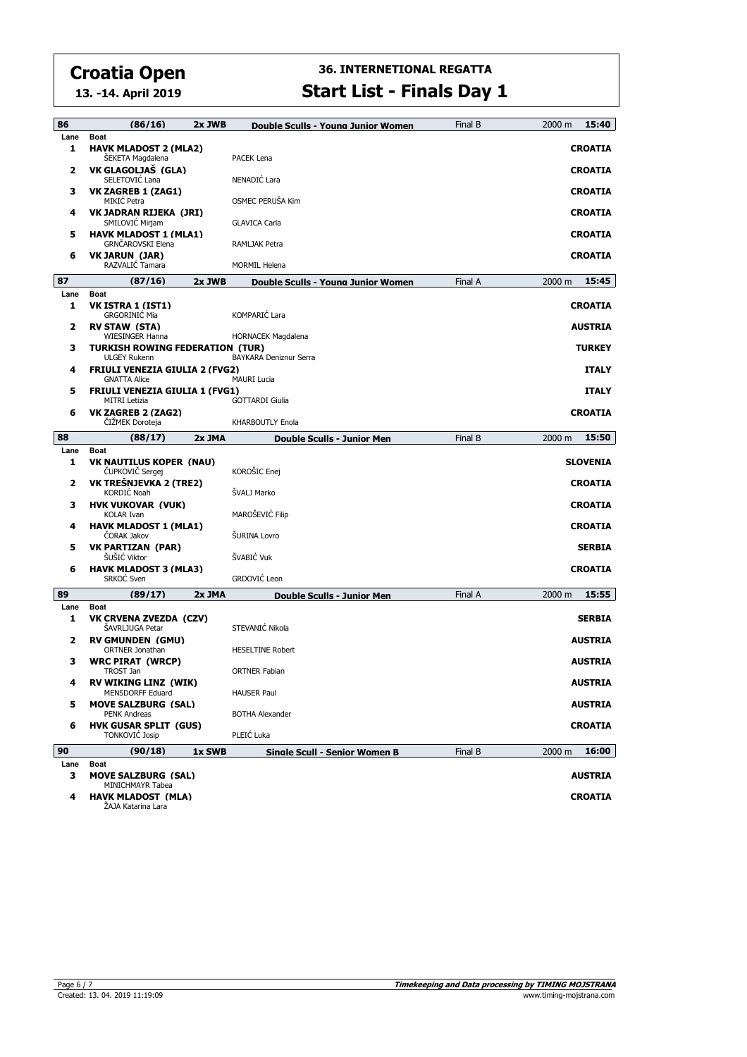# Croatia Open

**13. -14. April 2019**

## 36. INTERNETIONAL REGATTA

## Start List - Finals Day 1

| 86 | (86/16) | 2x JWB | Double Sculls - Young Junior Women | Final B | 2000 m | 15:40 |
|---|---|---|---|---|---|---|
| Lane | Boat | | | | | |
| 1 | **HAVK MLADOST 2 (MLA2)**<br>ŠEKETA Magdalena | | PACEK Lena | | | **CROATIA** |
| 2 | **VK GLAGOLJAŠ (GLA)**<br>SELETOVIĆ Lana | | NENADIĆ Lara | | | **CROATIA** |
| 3 | **VK ZAGREB 1 (ZAG1)**<br>MIKIĆ Petra | | OSMEC PERUŠA Kim | | | **CROATIA** |
| 4 | **VK JADRAN RIJEKA (JRI)**<br>SMILOVIĆ Mirjam | | GLAVICA Carla | | | **CROATIA** |
| 5 | **HAVK MLADOST 1 (MLA1)**<br>GRNČAROVSKI Elena | | RAMLJAK Petra | | | **CROATIA** |
| 6 | **VK JARUN (JAR)**<br>RAZVALIĆ Tamara | | MORMIL Helena | | | **CROATIA** |

| 87 | (87/16) | 2x JWB | Double Sculls - Young Junior Women | Final A | 2000 m | 15:45 |
|---|---|---|---|---|---|---|
| Lane | Boat | | | | | |
| 1 | **VK ISTRA 1 (IST1)**<br>GRGORINIĆ Mia | | KOMPARIĆ Lara | | | **CROATIA** |
| 2 | **RV STAW (STA)**<br>WIESINGER Hanna | | HORNACEK Magdalena | | | **AUSTRIA** |
| 3 | **TURKISH ROWING FEDERATION (TUR)**<br>ULGEY Rukenn | | BAYKARA Deniznur Serra | | | **TURKEY** |
| 4 | **FRIULI VENEZIA GIULIA 2 (FVG2)**<br>GNATTA Alice | | MAURI Lucia | | | **ITALY** |
| 5 | **FRIULI VENEZIA GIULIA 1 (FVG1)**<br>MITRI Letizia | | GOTTARDI Giulia | | | **ITALY** |
| 6 | **VK ZAGREB 2 (ZAG2)**<br>ČIŽMEK Doroteja | | KHARBOUTLY Enola | | | **CROATIA** |

| 88 | (88/17) | 2x JMA | Double Sculls - Junior Men | Final B | 2000 m | 15:50 |
|---|---|---|---|---|---|---|
| Lane | Boat | | | | | |
| 1 | **VK NAUTILUS KOPER (NAU)**<br>ČUPKOVIČ Sergej | | KOROŠIC Enej | | | **SLOVENIA** |
| 2 | **VK TREŠNJEVKA 2 (TRE2)**<br>KORDIĆ Noah | | ŠVALJ Marko | | | **CROATIA** |
| 3 | **HVK VUKOVAR (VUK)**<br>KOLAR Ivan | | MAROŠEVIĆ Filip | | | **CROATIA** |
| 4 | **HAVK MLADOST 1 (MLA1)**<br>ČORAK Jakov | | ŠURINA Lovro | | | **CROATIA** |
| 5 | **VK PARTIZAN (PAR)**<br>ŠUŠIĆ Viktor | | ŠVABIĆ Vuk | | | **SERBIA** |
| 6 | **HAVK MLADOST 3 (MLA3)**<br>SRKOĆ Sven | | GRDOVIĆ Leon | | | **CROATIA** |

| 89 | (89/17) | 2x JMA | Double Sculls - Junior Men | Final A | 2000 m | 15:55 |
|---|---|---|---|---|---|---|
| Lane | Boat | | | | | |
| 1 | **VK CRVENA ZVEZDA (CZV)**<br>ŠAVRLJUGA Petar | | STEVANIĆ Nikola | | | **SERBIA** |
| 2 | **RV GMUNDEN (GMU)**<br>ORTNER Jonathan | | HESELTINE Robert | | | **AUSTRIA** |
| 3 | **WRC PIRAT (WRCP)**<br>TROST Jan | | ORTNER Fabian | | | **AUSTRIA** |
| 4 | **RV WIKING LINZ (WIK)**<br>MENSDORFF Eduard | | HAUSER Paul | | | **AUSTRIA** |
| 5 | **MOVE SALZBURG (SAL)**<br>PENK Andreas | | BOTHA Alexander | | | **AUSTRIA** |
| 6 | **HVK GUSAR SPLIT (GUS)**<br>TONKOVIĆ Josip | | PLEIĆ Luka | | | **CROATIA** |

| 90 | (90/18) | 1x SWB | Single Scull - Senior Women B | Final B | 2000 m | 16:00 |
|---|---|---|---|---|---|---|
| Lane | Boat | | | | | |
| 3 | **MOVE SALZBURG (SAL)**<br>MINICHMAYR Tabea | | | | | **AUSTRIA** |
| 4 | **HAVK MLADOST (MLA)**<br>ŽAJA Katarina Lara | | | | | **CROATIA** |

Created: 13. 04. 2019 11:19:09

**Timekeeping and Data processing by TIMING MOJSTRANA**
www.timing-mojstrana.com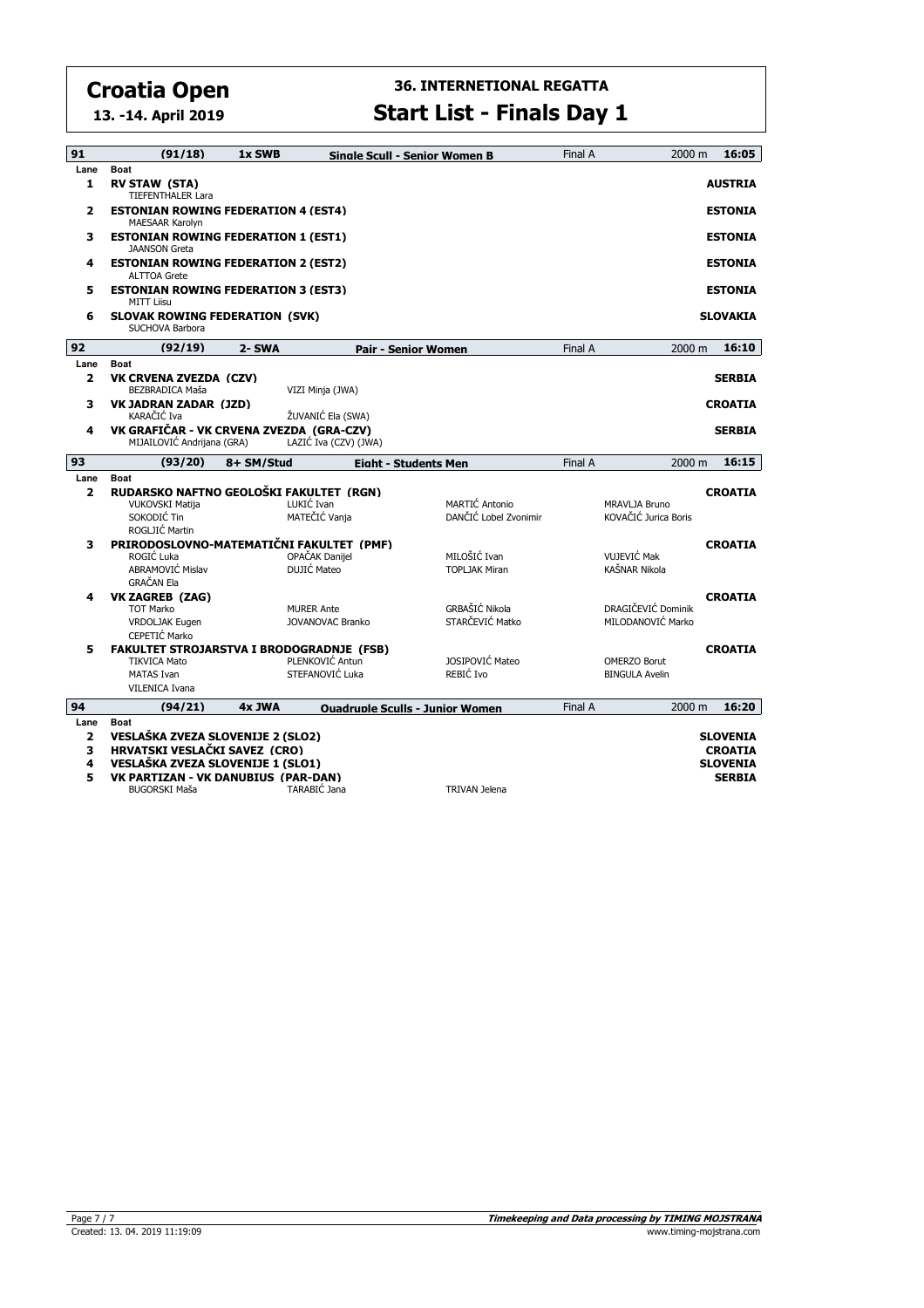# Croatia Open

**13. -14. April 2019**

## 36. INTERNETIONAL REGATTA

## Start List - Finals Day 1

**91** | **(91/18)** | **1x SWB** | **Single Scull - Senior Women B** | Final A | 2000 m | **16:05**

| Lane | Boat | | | | Country |
|---|---|---|---|---|---|
| **1** | **RV STAW (STA)**<br>TIEFENTHALER Lara | | | | **AUSTRIA** |
| **2** | **ESTONIAN ROWING FEDERATION 4 (EST4)**<br>MAESAAR Karolyn | | | | **ESTONIA** |
| **3** | **ESTONIAN ROWING FEDERATION 1 (EST1)**<br>JAANSON Greta | | | | **ESTONIA** |
| **4** | **ESTONIAN ROWING FEDERATION 2 (EST2)**<br>ALTTOA Grete | | | | **ESTONIA** |
| **5** | **ESTONIAN ROWING FEDERATION 3 (EST3)**<br>MITT Liisu | | | | **ESTONIA** |
| **6** | **SLOVAK ROWING FEDERATION (SVK)**<br>SUCHOVA Barbora | | | | **SLOVAKIA** |

**92** | **(92/19)** | **2- SWA** | **Pair - Senior Women** | Final A | 2000 m | **16:10**

| Lane | Boat | | | | Country |
|---|---|---|---|---|---|
| **2** | **VK CRVENA ZVEZDA (CZV)**<br>BEZBRADICA Maša | VIZI Minja (JWA) | | | **SERBIA** |
| **3** | **VK JADRAN ZADAR (JZD)**<br>KARAČIĆ Iva | ŽUVANIĆ Ela (SWA) | | | **CROATIA** |
| **4** | **VK GRAFIČAR - VK CRVENA ZVEZDA (GRA-CZV)**<br>MIJAILOVIĆ Andrijana (GRA) | LAZIĆ Iva (CZV) (JWA) | | | **SERBIA** |

**93** | **(93/20)** | **8+ SM/Stud** | **Eight - Students Men** | Final A | 2000 m | **16:15**

| Lane | Boat | | | | Country |
|---|---|---|---|---|---|
| **2** | **RUDARSKO NAFTNO GEOLOŠKI FAKULTET (RGN)**<br>VUKOVSKI Matija<br>SOKODIĆ Tin<br>ROGLJIĆ Martin | LUKIĆ Ivan<br>MATEČIĆ Vanja | MARTIĆ Antonio<br>DANČIĆ Lobel Zvonimir | MRAVLJA Bruno<br>KOVAČIĆ Jurica Boris | **CROATIA** |
| **3** | **PRIRODOSLOVNO-MATEMATIČNI FAKULTET (PMF)**<br>ROGIĆ Luka<br>ABRAMOVIĆ Mislav<br>GRAČAN Ela | OPAČAK Danijel<br>DUJIĆ Mateo | MILOŠIĆ Ivan<br>TOPLJAK Miran | VUJEVIĆ Mak<br>KAŠNAR Nikola | **CROATIA** |
| **4** | **VK ZAGREB (ZAG)**<br>TOT Marko<br>VRDOLJAK Eugen<br>CEPETIĆ Marko | MURER Ante<br>JOVANOVAC Branko | GRBAŠIĆ Nikola<br>STARČEVIĆ Matko | DRAGIČEVIĆ Dominik<br>MILODANOVIĆ Marko | **CROATIA** |
| **5** | **FAKULTET STROJARSTVA I BRODOGRADNJE (FSB)**<br>TIKVICA Mato<br>MATAS Ivan<br>VILENICA Ivana | PLENKOVIĆ Antun<br>STEFANOVIĆ Luka | JOSIPOVIĆ Mateo<br>REBIĆ Ivo | OMERZO Borut<br>BINGULA Avelin | **CROATIA** |

**94** | **(94/21)** | **4x JWA** | **Quadruple Sculls - Junior Women** | Final A | 2000 m | **16:20**

| Lane | Boat | | | | Country |
|---|---|---|---|---|---|
| **2** | **VESLAŠKA ZVEZA SLOVENIJE 2 (SLO2)** | | | | **SLOVENIA** |
| **3** | **HRVATSKI VESLAČKI SAVEZ (CRO)** | | | | **CROATIA** |
| **4** | **VESLAŠKA ZVEZA SLOVENIJE 1 (SLO1)** | | | | **SLOVENIA** |
| **5** | **VK PARTIZAN - VK DANUBIUS (PAR-DAN)**<br>BUGORSKI Maša | TARABIĆ Jana | TRIVAN Jelena | | **SERBIA** |

Created: 13. 04. 2019 11:19:09

**Timekeeping and Data processing by TIMING MOJSTRANA**
www.timing-mojstrana.com